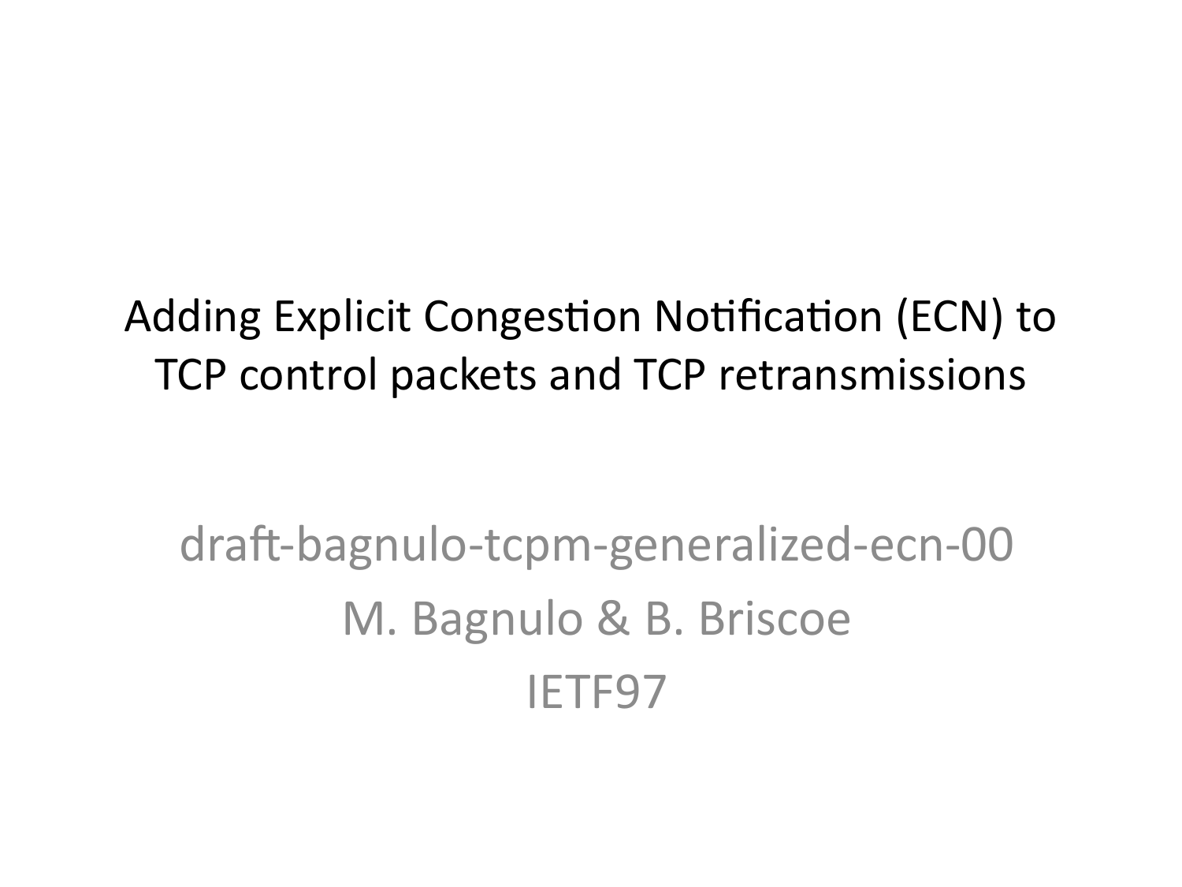# Adding Explicit Congestion Notification (ECN) to TCP control packets and TCP retransmissions

draft-bagnulo-tcpm-generalized-ecn-00

M. Bagnulo & B. Briscoe

IETF97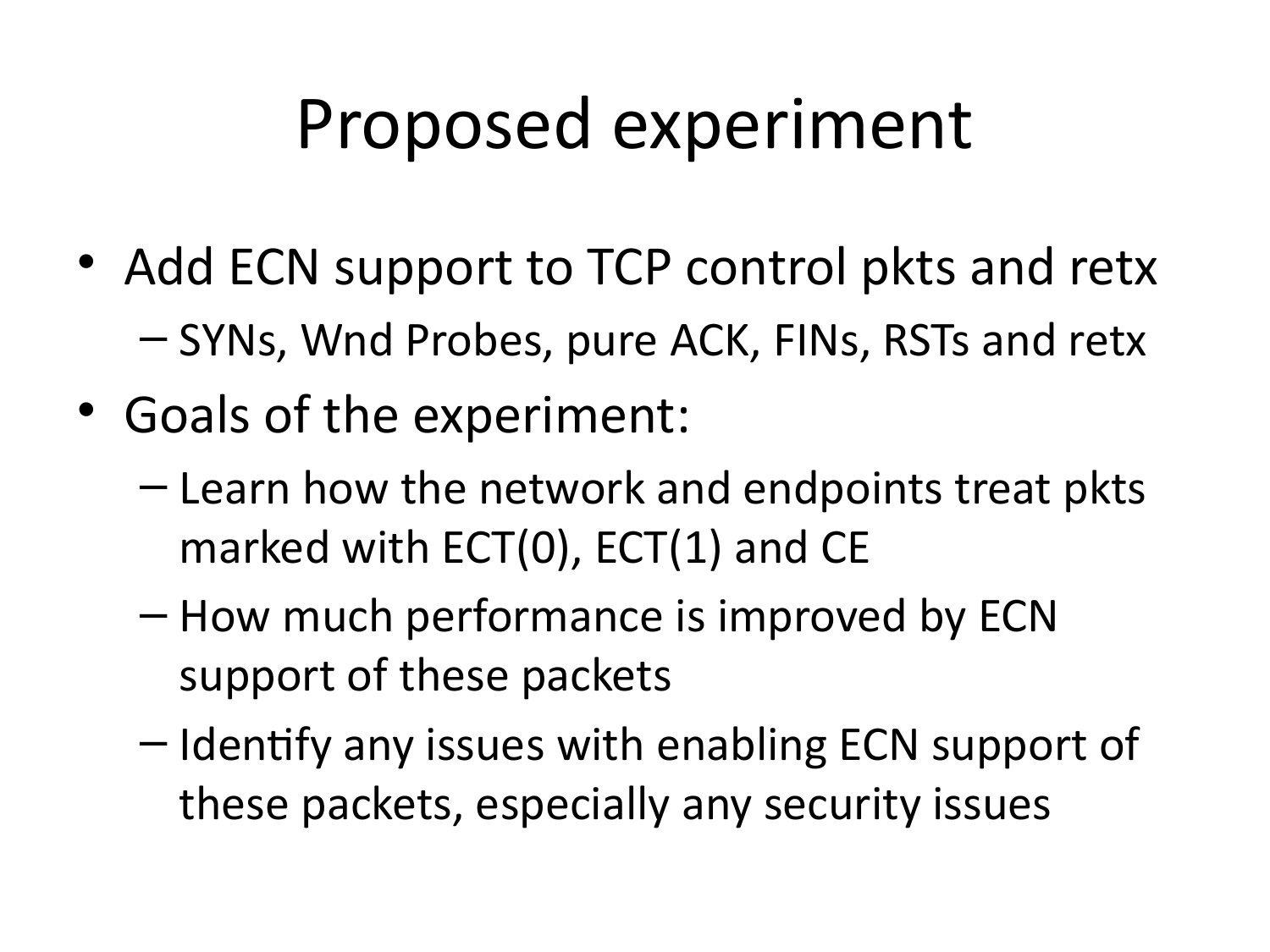# Proposed experiment

- Add ECN support to TCP control pkts and retx
  - SYNs, Wnd Probes, pure ACK, FINs, RSTs and retx
- Goals of the experiment:
  - Learn how the network and endpoints treat pkts marked with ECT(0), ECT(1) and CE
  - How much performance is improved by ECN support of these packets
  - Identify any issues with enabling ECN support of these packets, especially any security issues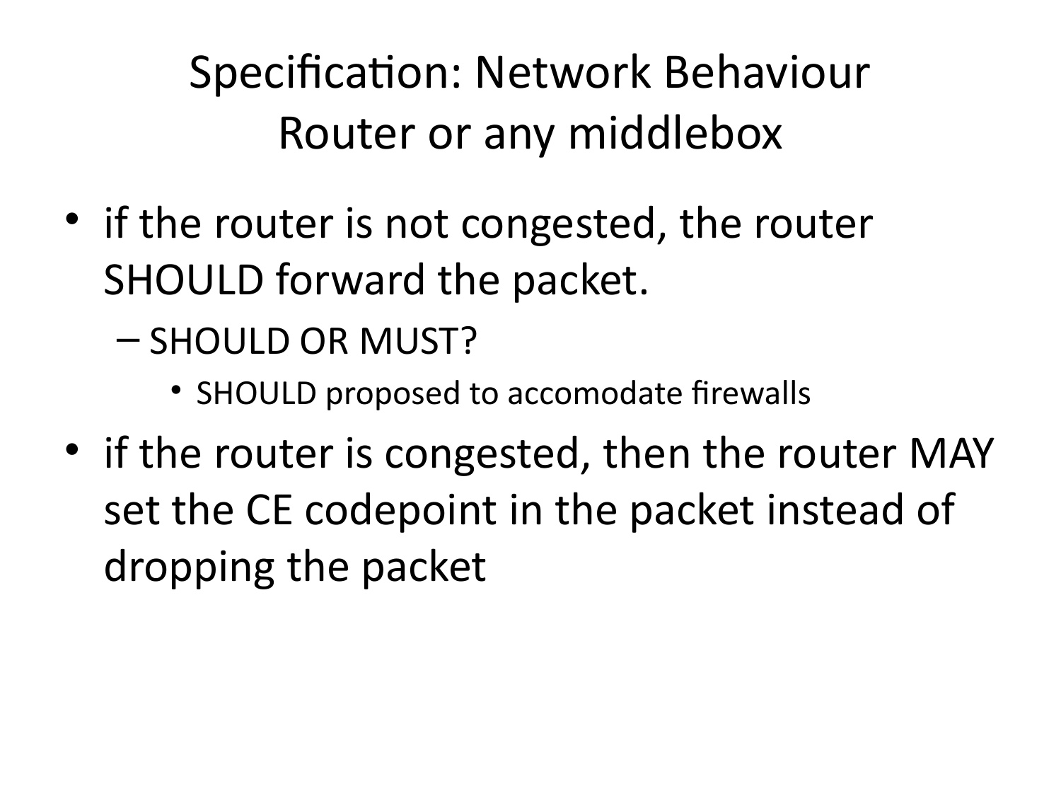# Specification: Network Behaviour
# Router or any middlebox

- if the router is not congested, the router SHOULD forward the packet.
  - SHOULD OR MUST?
    - SHOULD proposed to accomodate firewalls
- if the router is congested, then the router MAY set the CE codepoint in the packet instead of dropping the packet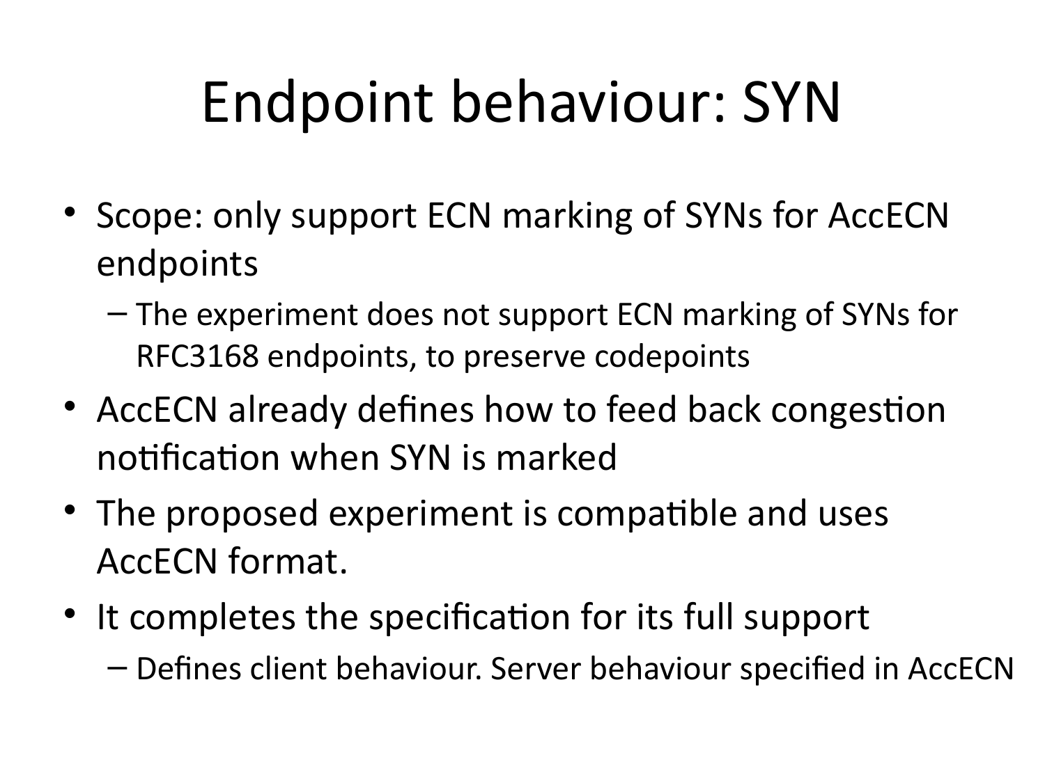# Endpoint behaviour: SYN

- Scope: only support ECN marking of SYNs for AccECN endpoints
  - The experiment does not support ECN marking of SYNs for RFC3168 endpoints, to preserve codepoints
- AccECN already defines how to feed back congestion notification when SYN is marked
- The proposed experiment is compatible and uses AccECN format.
- It completes the specification for its full support
  - Defines client behaviour. Server behaviour specified in AccECN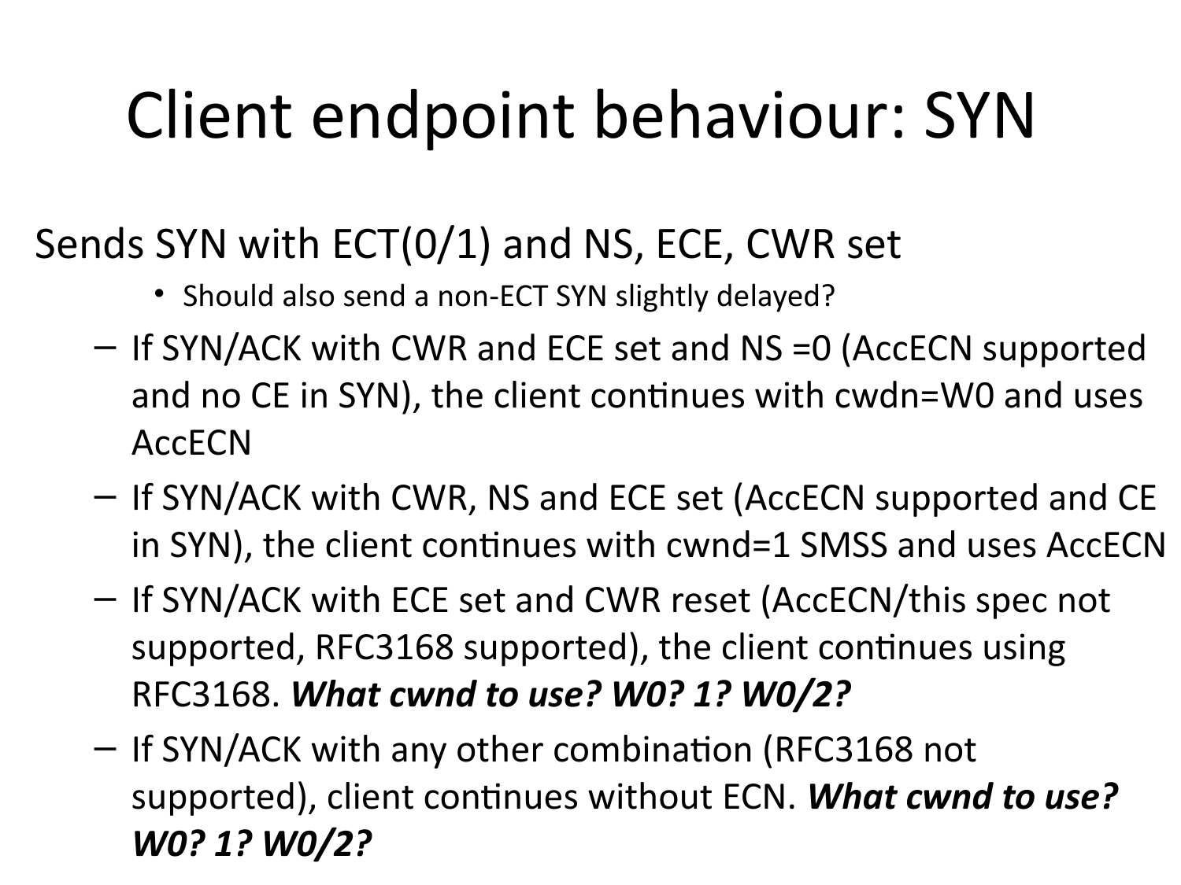# Client endpoint behaviour: SYN

Sends SYN with ECT(0/1) and NS, ECE, CWR set

- Should also send a non-ECT SYN slightly delayed?

– If SYN/ACK with CWR and ECE set and NS =0 (AccECN supported and no CE in SYN), the client continues with cwdn=W0 and uses AccECN

– If SYN/ACK with CWR, NS and ECE set (AccECN supported and CE in SYN), the client continues with cwnd=1 SMSS and uses AccECN

– If SYN/ACK with ECE set and CWR reset (AccECN/this spec not supported, RFC3168 supported), the client continues using RFC3168. ***What cwnd to use? W0? 1? W0/2?***

– If SYN/ACK with any other combination (RFC3168 not supported), client continues without ECN. ***What cwnd to use? W0? 1? W0/2?***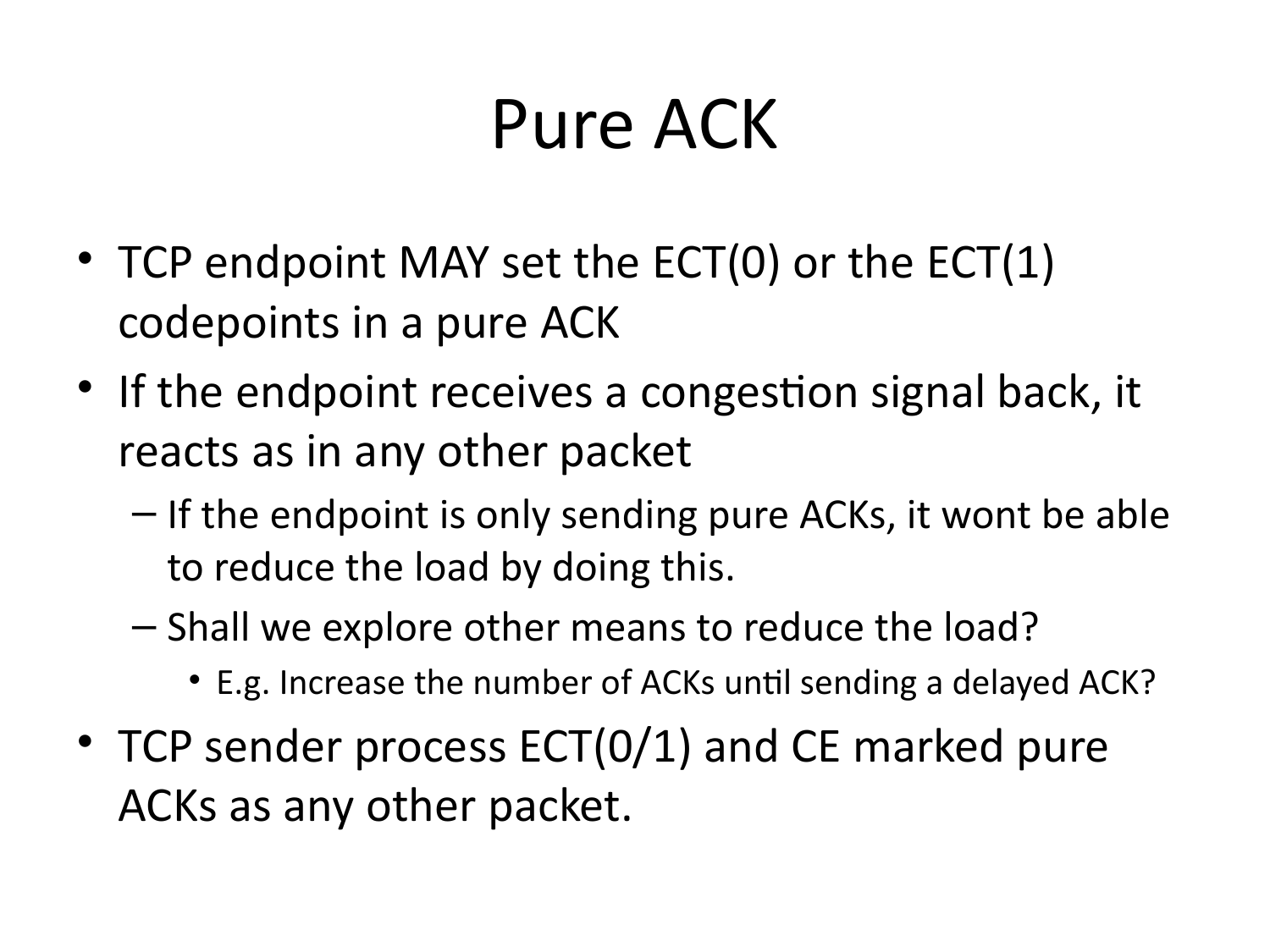# Pure ACK

- TCP endpoint MAY set the ECT(0) or the ECT(1) codepoints in a pure ACK
- If the endpoint receives a congestion signal back, it reacts as in any other packet
  - If the endpoint is only sending pure ACKs, it wont be able to reduce the load by doing this.
  - Shall we explore other means to reduce the load?
    - E.g. Increase the number of ACKs until sending a delayed ACK?
- TCP sender process ECT(0/1) and CE marked pure ACKs as any other packet.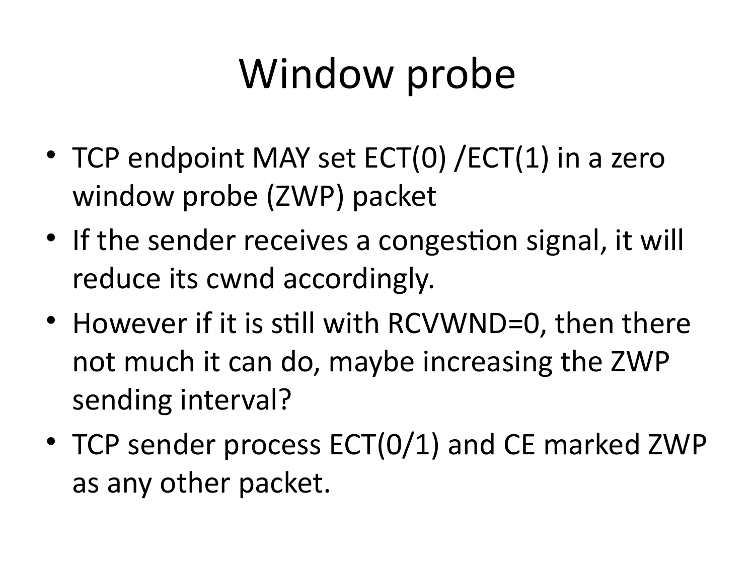# Window probe

- TCP endpoint MAY set ECT(0) /ECT(1) in a zero window probe (ZWP) packet
- If the sender receives a congestion signal, it will reduce its cwnd accordingly.
- However if it is still with RCVWND=0, then there not much it can do, maybe increasing the ZWP sending interval?
- TCP sender process ECT(0/1) and CE marked ZWP as any other packet.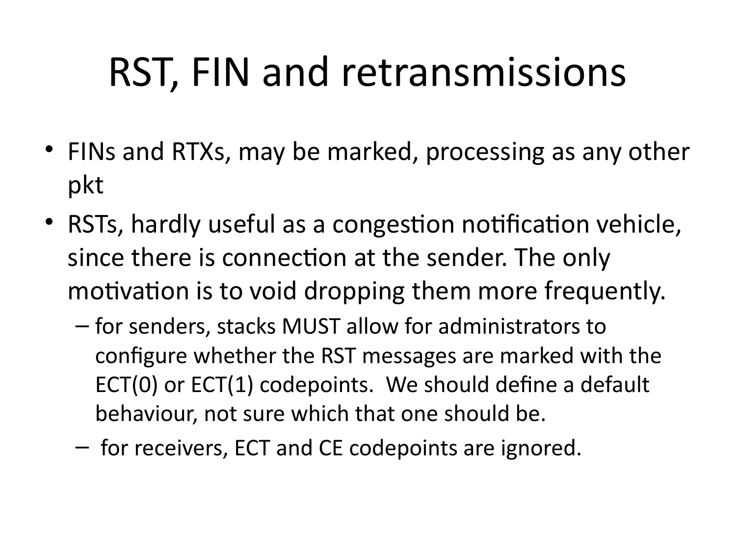# RST, FIN and retransmissions

- FINs and RTXs, may be marked, processing as any other pkt
- RSTs, hardly useful as a congestion notification vehicle, since there is connection at the sender. The only motivation is to void dropping them more frequently.
  - for senders, stacks MUST allow for administrators to configure whether the RST messages are marked with the ECT(0) or ECT(1) codepoints. We should define a default behaviour, not sure which that one should be.
  - for receivers, ECT and CE codepoints are ignored.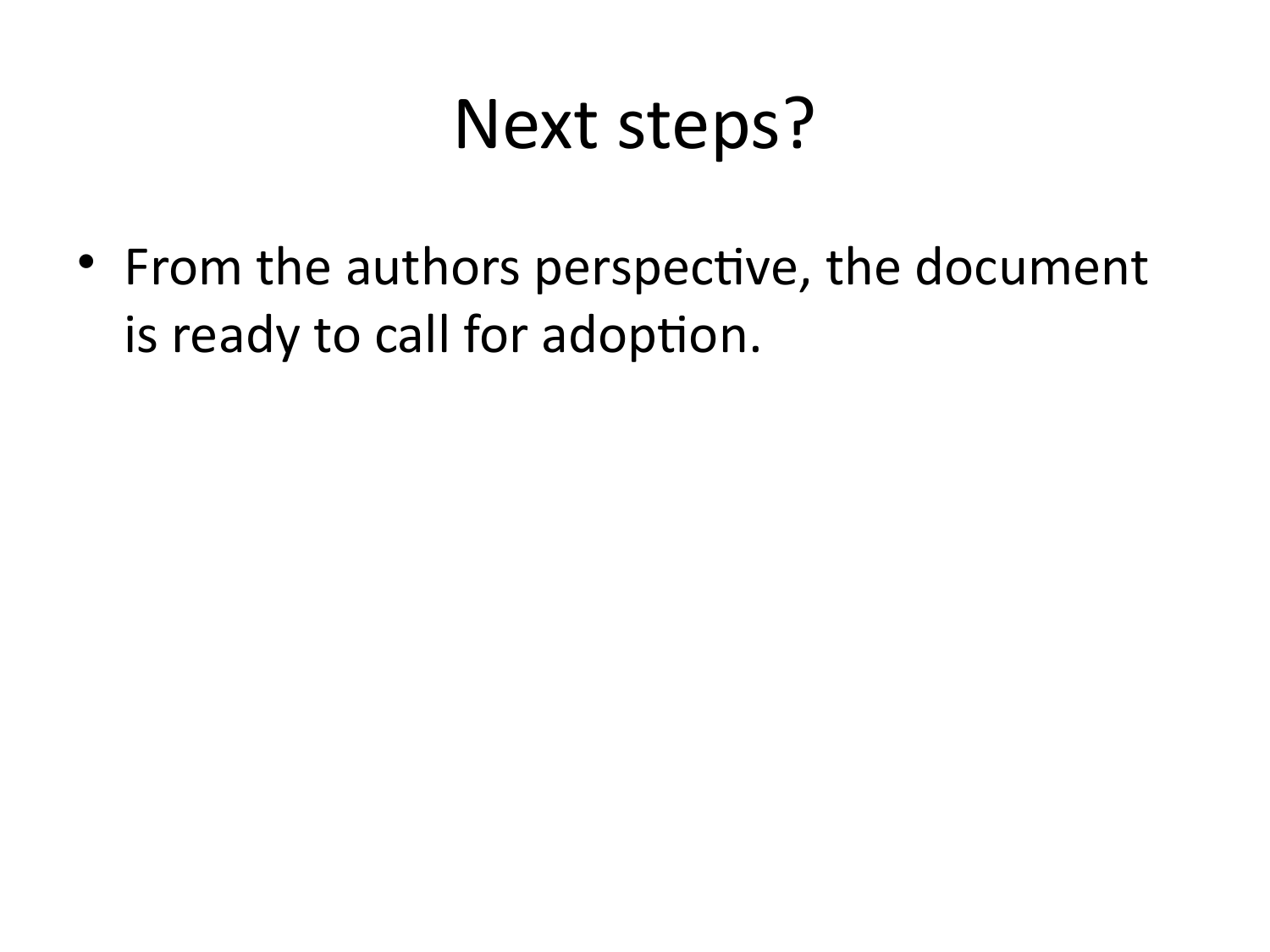# Next steps?

- From the authors perspective, the document is ready to call for adoption.